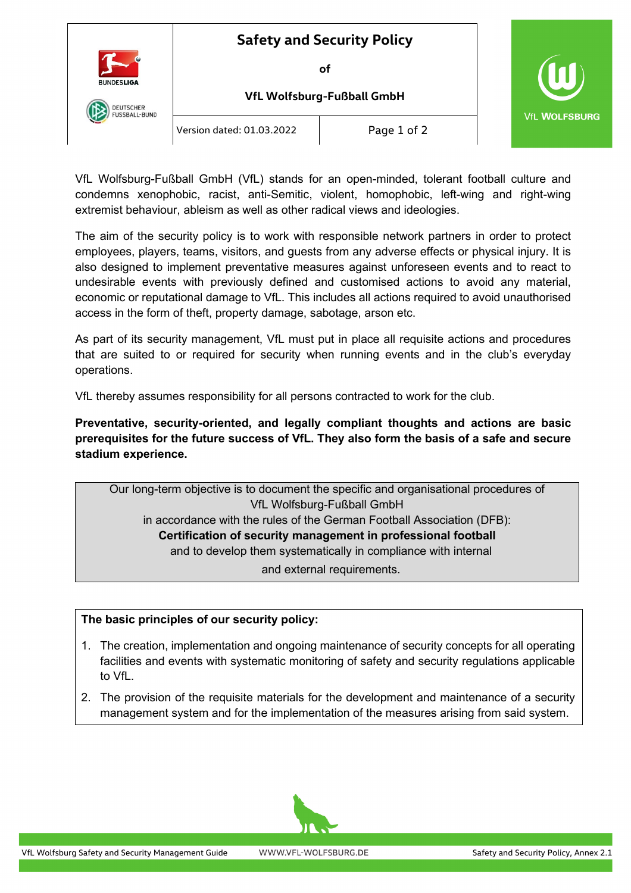# Safety and Security Policy

of

**VfL Wolfsburg-Fußball GmbH**

Version dated: 01.03.2022

VfL Wolfsburg-Fußball GmbH (VfL) stands for an open-minded, tolerant football culture and condemns xenophobic, racist, anti-Semitic, violent, homophobic, left-wing and right-wing extremist behaviour, ableism as well as other radical views and ideologies.

The aim of the security policy is to work with responsible network partners in order to protect employees, players, teams, visitors, and guests from any adverse effects or physical injury. It is also designed to implement preventative measures against unforeseen events and to react to undesirable events with previously defined and customised actions to avoid any material, economic or reputational damage to VfL. This includes all actions required to avoid unauthorised access in the form of theft, property damage, sabotage, arson etc.

As part of its security management, VfL must put in place all requisite actions and procedures that are suited to or required for security when running events and in the club's everyday operations.

VfL thereby assumes responsibility for all persons contracted to work for the club.

**Preventative, security-oriented, and legally compliant thoughts and actions are basic prerequisites for the future success of VfL. They also form the basis of a safe and secure stadium experience.**

Our long-term objective is to document the specific and organisational procedures of VfL Wolfsburg-Fußball GmbH in accordance with the rules of the German Football Association (DFB): **Certification of security management in professional football** and to develop them systematically in compliance with internal and external requirements.

**The basic principles of our security policy:**

1. The creation, implementation and ongoing maintenance of security concepts for all operating facilities and events with systematic monitoring of safety and security regulations applicable to VfL.
2. The provision of the requisite materials for the development and maintenance of a security management system and for the implementation of the measures arising from said system.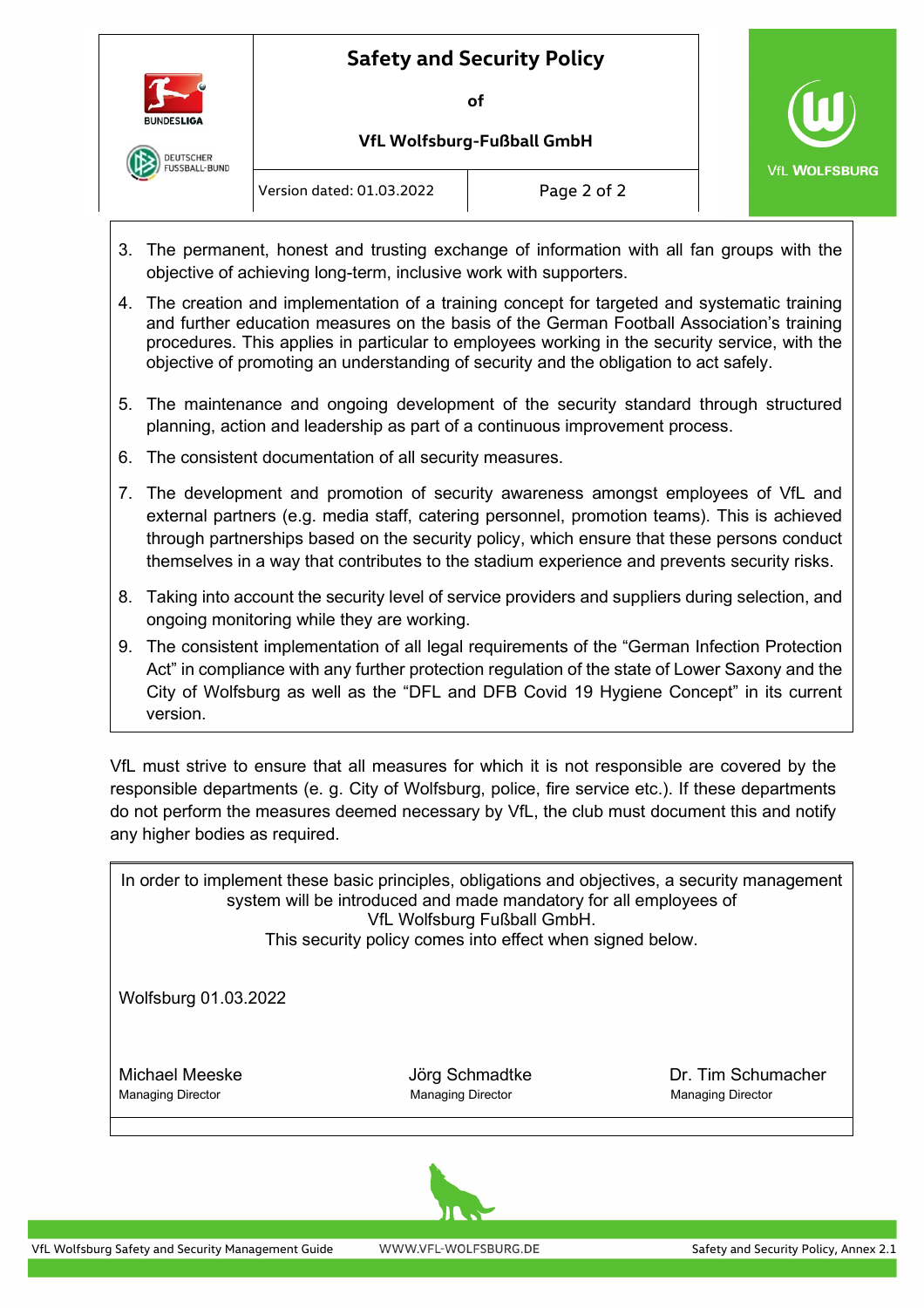3. The permanent, honest and trusting exchange of information with all fan groups with the objective of achieving long-term, inclusive work with supporters.
4. The creation and implementation of a training concept for targeted and systematic training and further education measures on the basis of the German Football Association's training procedures. This applies in particular to employees working in the security service, with the objective of promoting an understanding of security and the obligation to act safely.
5. The maintenance and ongoing development of the security standard through structured planning, action and leadership as part of a continuous improvement process.
6. The consistent documentation of all security measures.
7. The development and promotion of security awareness amongst employees of VfL and external partners (e.g. media staff, catering personnel, promotion teams). This is achieved through partnerships based on the security policy, which ensure that these persons conduct themselves in a way that contributes to the stadium experience and prevents security risks.
8. Taking into account the security level of service providers and suppliers during selection, and ongoing monitoring while they are working.
9. The consistent implementation of all legal requirements of the "German Infection Protection Act" in compliance with any further protection regulation of the state of Lower Saxony and the City of Wolfsburg as well as the "DFL and DFB Covid 19 Hygiene Concept" in its current version.

VfL must strive to ensure that all measures for which it is not responsible are covered by the responsible departments (e. g. City of Wolfsburg, police, fire service etc.). If these departments do not perform the measures deemed necessary by VfL, the club must document this and notify any higher bodies as required.

In order to implement these basic principles, obligations and objectives, a security management system will be introduced and made mandatory for all employees of VfL Wolfsburg Fußball GmbH.
This security policy comes into effect when signed below.

Wolfsburg 01.03.2022

| | | |
|---|---|---|
| Michael Meeske | Jörg Schmadtke | Dr. Tim Schumacher |
| Managing Director | Managing Director | Managing Director |